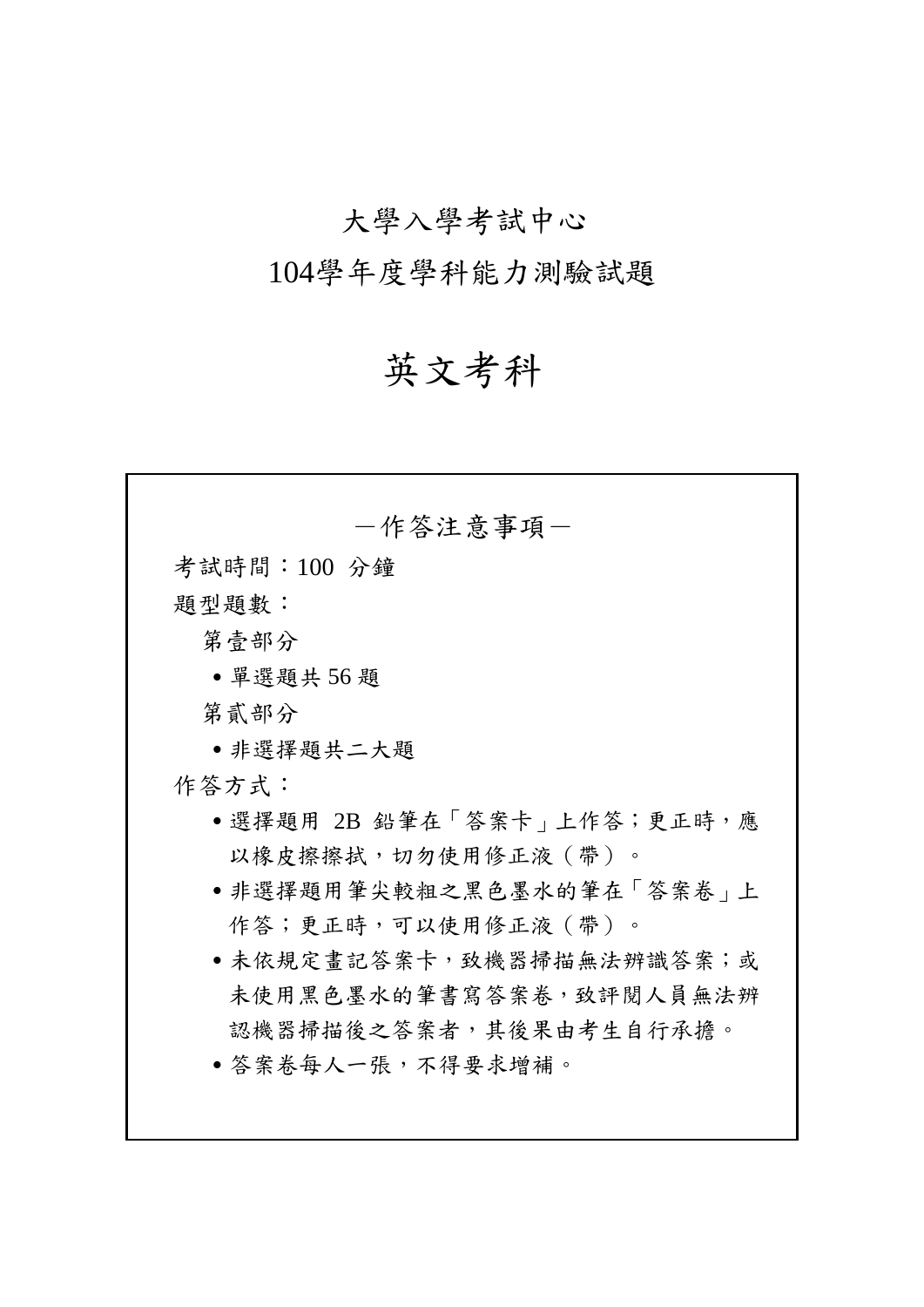# 大學入學考試中心

# 104學年度學科能力測驗試題

# 英文考科

－作答注意事項－

考試時間：100 分鐘

題型題數：

第壹部分

- 單選題共 56 題

第貳部分

- 非選擇題共二大題

作答方式：

- 選擇題用 2B 鉛筆在「答案卡」上作答；更正時，應以橡皮擦擦拭，切勿使用修正液（帶）。
- 非選擇題用筆尖較粗之黑色墨水的筆在「答案卷」上作答；更正時，可以使用修正液（帶）。
- 未依規定畫記答案卡，致機器掃描無法辨識答案；或未使用黑色墨水的筆書寫答案卷，致評閱人員無法辨認機器掃描後之答案者，其後果由考生自行承擔。
- 答案卷每人一張，不得要求增補。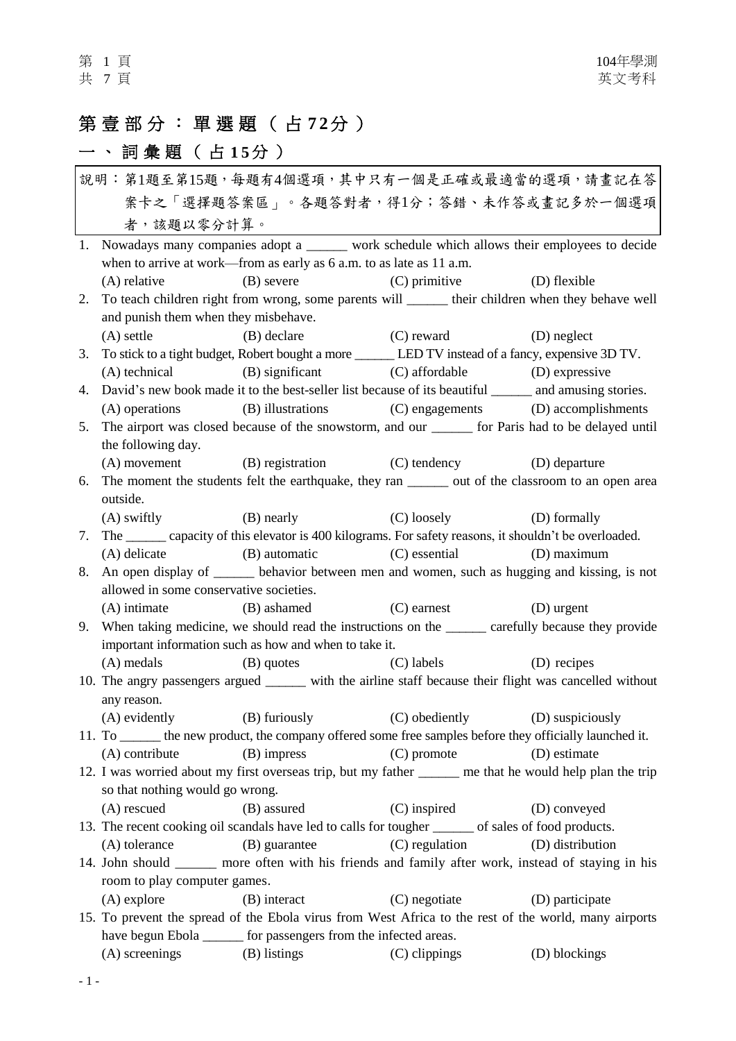# 第壹部分：單選題（占72分）

## 一、詞彙題（占15分）

說明：第1題至第15題，每題有4個選項，其中只有一個是正確或最適當的選項，請畫記在答案卡之「選擇題答案區」。各題答對者，得1分；答錯、未作答或畫記多於一個選項者，該題以零分計算。

1. Nowadays many companies adopt a ______ work schedule which allows their employees to decide when to arrive at work—from as early as 6 a.m. to as late as 11 a.m.
   (A) relative (B) severe (C) primitive (D) flexible

2. To teach children right from wrong, some parents will ______ their children when they behave well and punish them when they misbehave.
   (A) settle (B) declare (C) reward (D) neglect

3. To stick to a tight budget, Robert bought a more ______ LED TV instead of a fancy, expensive 3D TV.
   (A) technical (B) significant (C) affordable (D) expressive

4. David's new book made it to the best-seller list because of its beautiful ______ and amusing stories.
   (A) operations (B) illustrations (C) engagements (D) accomplishments

5. The airport was closed because of the snowstorm, and our ______ for Paris had to be delayed until the following day.
   (A) movement (B) registration (C) tendency (D) departure

6. The moment the students felt the earthquake, they ran ______ out of the classroom to an open area outside.
   (A) swiftly (B) nearly (C) loosely (D) formally

7. The ______ capacity of this elevator is 400 kilograms. For safety reasons, it shouldn't be overloaded.
   (A) delicate (B) automatic (C) essential (D) maximum

8. An open display of ______ behavior between men and women, such as hugging and kissing, is not allowed in some conservative societies.
   (A) intimate (B) ashamed (C) earnest (D) urgent

9. When taking medicine, we should read the instructions on the ______ carefully because they provide important information such as how and when to take it.
   (A) medals (B) quotes (C) labels (D) recipes

10. The angry passengers argued ______ with the airline staff because their flight was cancelled without any reason.
    (A) evidently (B) furiously (C) obediently (D) suspiciously

11. To ______ the new product, the company offered some free samples before they officially launched it.
    (A) contribute (B) impress (C) promote (D) estimate

12. I was worried about my first overseas trip, but my father ______ me that he would help plan the trip so that nothing would go wrong.
    (A) rescued (B) assured (C) inspired (D) conveyed

13. The recent cooking oil scandals have led to calls for tougher ______ of sales of food products.
    (A) tolerance (B) guarantee (C) regulation (D) distribution

14. John should ______ more often with his friends and family after work, instead of staying in his room to play computer games.
    (A) explore (B) interact (C) negotiate (D) participate

15. To prevent the spread of the Ebola virus from West Africa to the rest of the world, many airports have begun Ebola ______ for passengers from the infected areas.
    (A) screenings (B) listings (C) clippings (D) blockings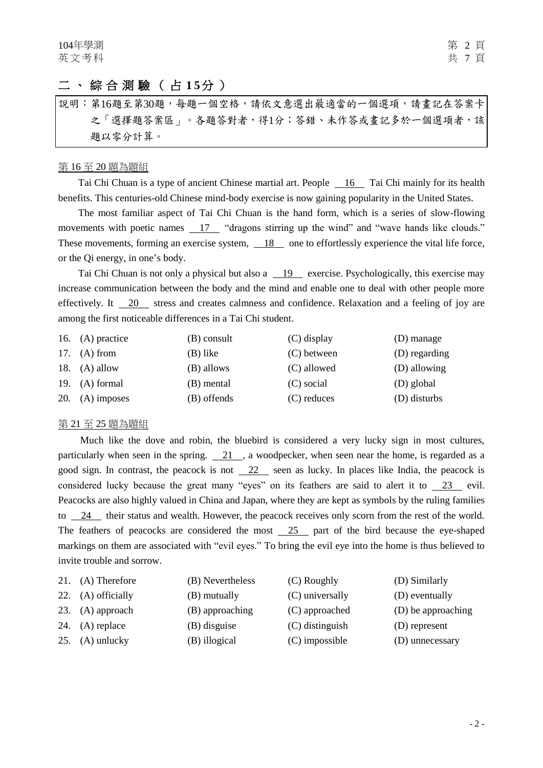## 二、綜合測驗（占15分）

說明：第16題至第30題，每題一個空格，請依文意選出最適當的一個選項，請畫記在答案卡之「選擇題答案區」。各題答對者，得1分；答錯、未作答或畫記多於一個選項者，該題以零分計算。

第16至20題為題組

Tai Chi Chuan is a type of ancient Chinese martial art. People \_\_16\_\_ Tai Chi mainly for its health benefits. This centuries-old Chinese mind-body exercise is now gaining popularity in the United States.

The most familiar aspect of Tai Chi Chuan is the hand form, which is a series of slow-flowing movements with poetic names \_\_17\_\_ "dragons stirring up the wind" and "wave hands like clouds." These movements, forming an exercise system, \_\_18\_\_ one to effortlessly experience the vital life force, or the Qi energy, in one's body.

Tai Chi Chuan is not only a physical but also a \_\_19\_\_ exercise. Psychologically, this exercise may increase communication between the body and the mind and enable one to deal with other people more effectively. It \_\_20\_\_ stress and creates calmness and confidence. Relaxation and a feeling of joy are among the first noticeable differences in a Tai Chi student.

16. (A) practice (B) consult (C) display (D) manage
17. (A) from (B) like (C) between (D) regarding
18. (A) allow (B) allows (C) allowed (D) allowing
19. (A) formal (B) mental (C) social (D) global
20. (A) imposes (B) offends (C) reduces (D) disturbs

第21至25題為題組

Much like the dove and robin, the bluebird is considered a very lucky sign in most cultures, particularly when seen in the spring. \_\_21\_\_, a woodpecker, when seen near the home, is regarded as a good sign. In contrast, the peacock is not \_\_22\_\_ seen as lucky. In places like India, the peacock is considered lucky because the great many "eyes" on its feathers are said to alert it to \_\_23\_\_ evil. Peacocks are also highly valued in China and Japan, where they are kept as symbols by the ruling families to \_\_24\_\_ their status and wealth. However, the peacock receives only scorn from the rest of the world. The feathers of peacocks are considered the most \_\_25\_\_ part of the bird because the eye-shaped markings on them are associated with "evil eyes." To bring the evil eye into the home is thus believed to invite trouble and sorrow.

21. (A) Therefore (B) Nevertheless (C) Roughly (D) Similarly
22. (A) officially (B) mutually (C) universally (D) eventually
23. (A) approach (B) approaching (C) approached (D) be approaching
24. (A) replace (B) disguise (C) distinguish (D) represent
25. (A) unlucky (B) illogical (C) impossible (D) unnecessary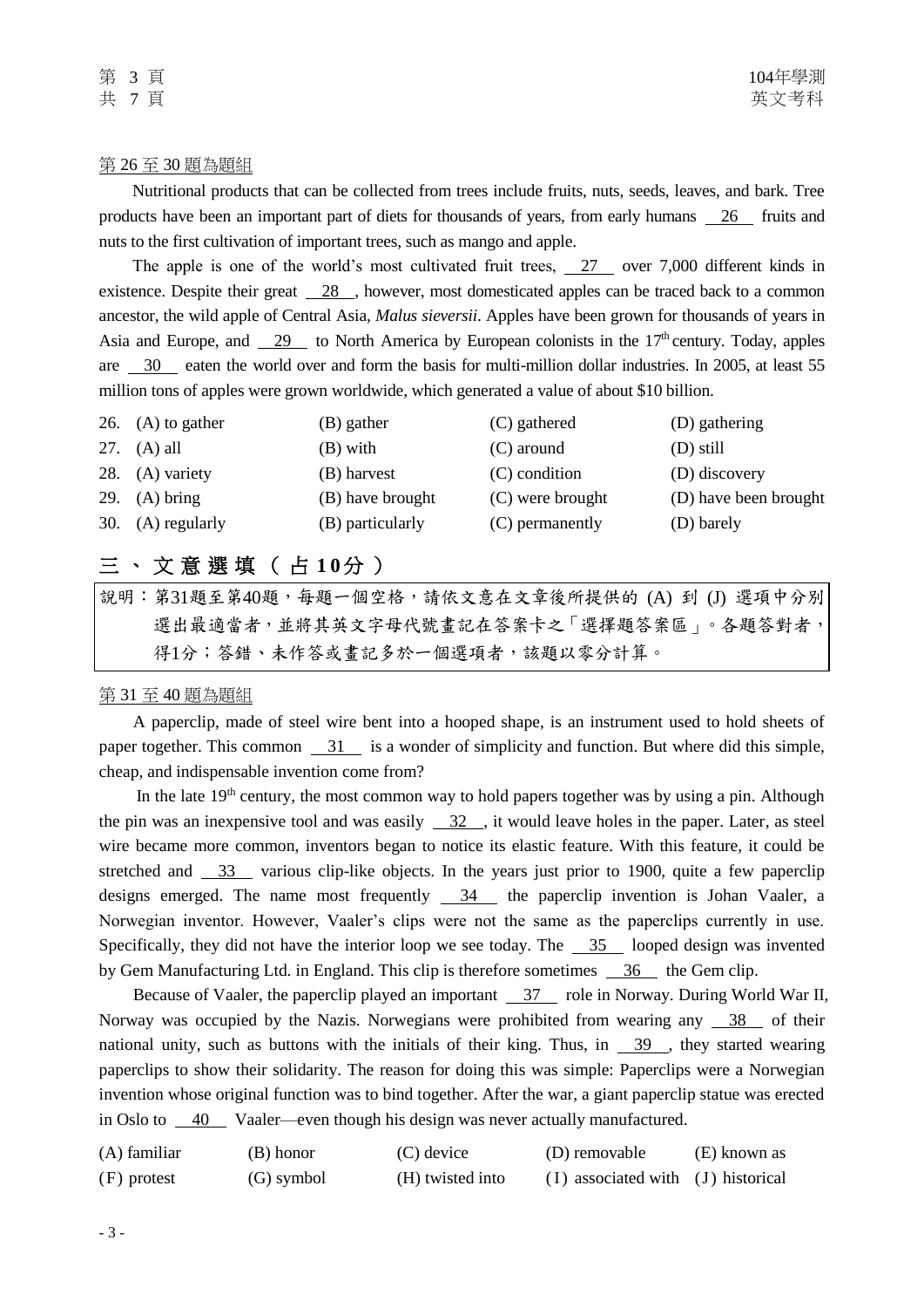第 26 至 30 題為題組

Nutritional products that can be collected from trees include fruits, nuts, seeds, leaves, and bark. Tree products have been an important part of diets for thousands of years, from early humans \_\_26\_\_ fruits and nuts to the first cultivation of important trees, such as mango and apple.

The apple is one of the world's most cultivated fruit trees, \_\_27\_\_ over 7,000 different kinds in existence. Despite their great \_\_28\_\_, however, most domesticated apples can be traced back to a common ancestor, the wild apple of Central Asia, *Malus sieversii*. Apples have been grown for thousands of years in Asia and Europe, and \_\_29\_\_ to North America by European colonists in the 17th century. Today, apples are \_\_30\_\_ eaten the world over and form the basis for multi-million dollar industries. In 2005, at least 55 million tons of apples were grown worldwide, which generated a value of about $10 billion.

26. (A) to gather (B) gather (C) gathered (D) gathering
27. (A) all (B) with (C) around (D) still
28. (A) variety (B) harvest (C) condition (D) discovery
29. (A) bring (B) have brought (C) were brought (D) have been brought
30. (A) regularly (B) particularly (C) permanently (D) barely

## 三、文意選填（占 10 分）

說明：第31題至第40題，每題一個空格，請依文意在文章後所提供的 (A) 到 (J) 選項中分別選出最適當者，並將其英文字母代號畫記在答案卡之「選擇題答案區」。各題答對者，得1分；答錯、未作答或畫記多於一個選項者，該題以零分計算。

第 31 至 40 題為題組

A paperclip, made of steel wire bent into a hooped shape, is an instrument used to hold sheets of paper together. This common \_\_31\_\_ is a wonder of simplicity and function. But where did this simple, cheap, and indispensable invention come from?

In the late 19th century, the most common way to hold papers together was by using a pin. Although the pin was an inexpensive tool and was easily \_\_32\_\_, it would leave holes in the paper. Later, as steel wire became more common, inventors began to notice its elastic feature. With this feature, it could be stretched and \_\_33\_\_ various clip-like objects. In the years just prior to 1900, quite a few paperclip designs emerged. The name most frequently \_\_34\_\_ the paperclip invention is Johan Vaaler, a Norwegian inventor. However, Vaaler's clips were not the same as the paperclips currently in use. Specifically, they did not have the interior loop we see today. The \_\_35\_\_ looped design was invented by Gem Manufacturing Ltd. in England. This clip is therefore sometimes \_\_36\_\_ the Gem clip.

Because of Vaaler, the paperclip played an important \_\_37\_\_ role in Norway. During World War II, Norway was occupied by the Nazis. Norwegians were prohibited from wearing any \_\_38\_\_ of their national unity, such as buttons with the initials of their king. Thus, in \_\_39\_\_, they started wearing paperclips to show their solidarity. The reason for doing this was simple: Paperclips were a Norwegian invention whose original function was to bind together. After the war, a giant paperclip statue was erected in Oslo to \_\_40\_\_ Vaaler—even though his design was never actually manufactured.

| (A) familiar | (B) honor | (C) device | (D) removable | (E) known as |
|---|---|---|---|---|
| (F) protest | (G) symbol | (H) twisted into | (I) associated with | (J) historical |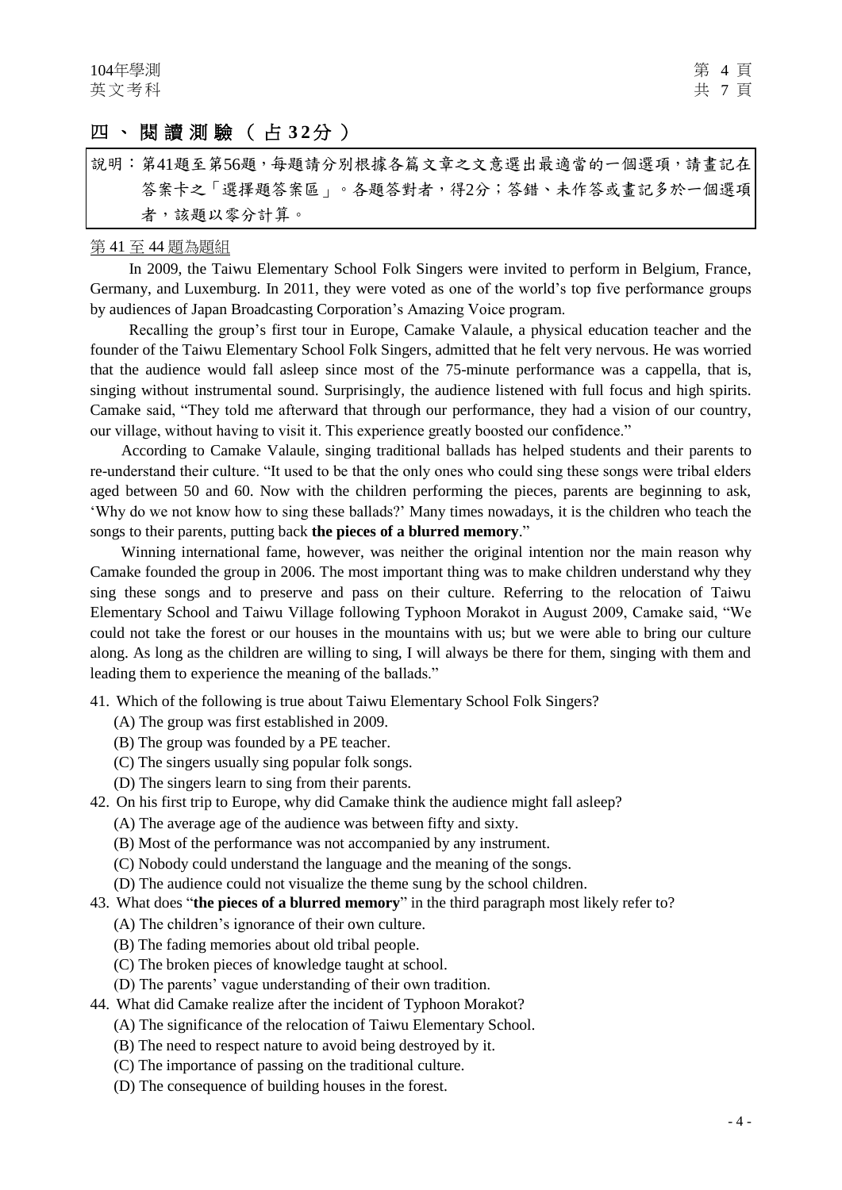## 四、閱讀測驗（占32分）

說明：第41題至第56題，每題請分別根據各篇文章之文意選出最適當的一個選項，請畫記在答案卡之「選擇題答案區」。各題答對者，得2分；答錯、未作答或畫記多於一個選項者，該題以零分計算。

第 41 至 44 題為題組

In 2009, the Taiwu Elementary School Folk Singers were invited to perform in Belgium, France, Germany, and Luxemburg. In 2011, they were voted as one of the world's top five performance groups by audiences of Japan Broadcasting Corporation's Amazing Voice program.

Recalling the group's first tour in Europe, Camake Valaule, a physical education teacher and the founder of the Taiwu Elementary School Folk Singers, admitted that he felt very nervous. He was worried that the audience would fall asleep since most of the 75-minute performance was a cappella, that is, singing without instrumental sound. Surprisingly, the audience listened with full focus and high spirits. Camake said, "They told me afterward that through our performance, they had a vision of our country, our village, without having to visit it. This experience greatly boosted our confidence."

According to Camake Valaule, singing traditional ballads has helped students and their parents to re-understand their culture. "It used to be that the only ones who could sing these songs were tribal elders aged between 50 and 60. Now with the children performing the pieces, parents are beginning to ask, 'Why do we not know how to sing these ballads?' Many times nowadays, it is the children who teach the songs to their parents, putting back **the pieces of a blurred memory**."

Winning international fame, however, was neither the original intention nor the main reason why Camake founded the group in 2006. The most important thing was to make children understand why they sing these songs and to preserve and pass on their culture. Referring to the relocation of Taiwu Elementary School and Taiwu Village following Typhoon Morakot in August 2009, Camake said, "We could not take the forest or our houses in the mountains with us; but we were able to bring our culture along. As long as the children are willing to sing, I will always be there for them, singing with them and leading them to experience the meaning of the ballads."

41. Which of the following is true about Taiwu Elementary School Folk Singers?
    (A) The group was first established in 2009.
    (B) The group was founded by a PE teacher.
    (C) The singers usually sing popular folk songs.
    (D) The singers learn to sing from their parents.

42. On his first trip to Europe, why did Camake think the audience might fall asleep?
    (A) The average age of the audience was between fifty and sixty.
    (B) Most of the performance was not accompanied by any instrument.
    (C) Nobody could understand the language and the meaning of the songs.
    (D) The audience could not visualize the theme sung by the school children.

43. What does "**the pieces of a blurred memory**" in the third paragraph most likely refer to?
    (A) The children's ignorance of their own culture.
    (B) The fading memories about old tribal people.
    (C) The broken pieces of knowledge taught at school.
    (D) The parents' vague understanding of their own tradition.

44. What did Camake realize after the incident of Typhoon Morakot?
    (A) The significance of the relocation of Taiwu Elementary School.
    (B) The need to respect nature to avoid being destroyed by it.
    (C) The importance of passing on the traditional culture.
    (D) The consequence of building houses in the forest.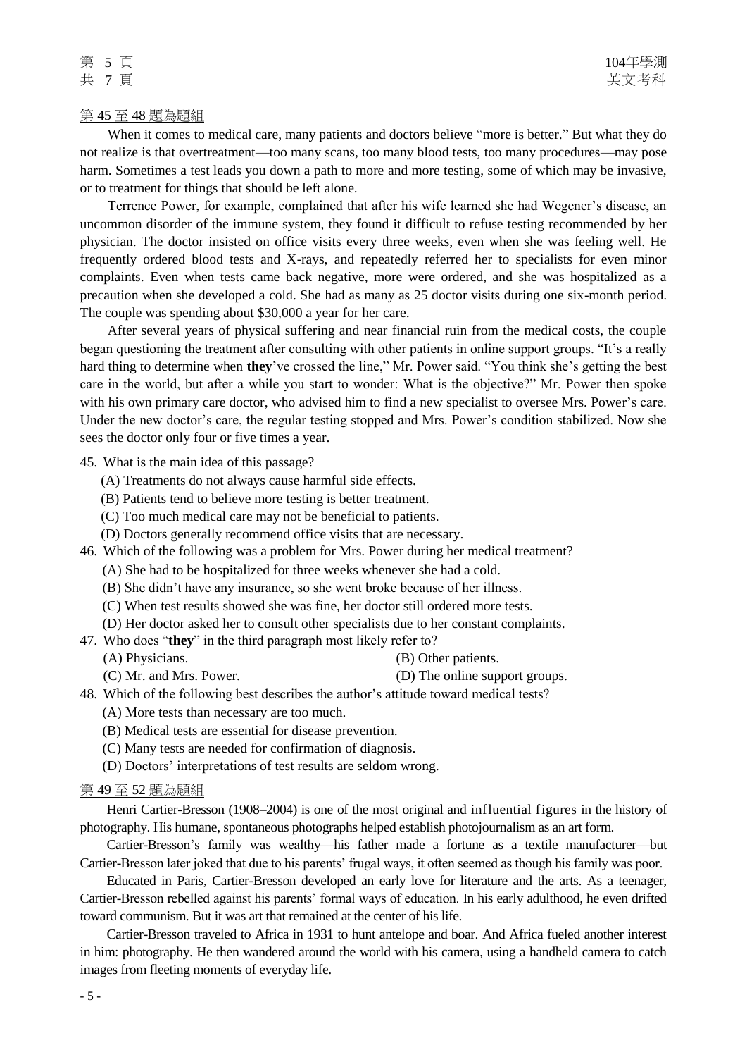第 45 至 48 題為題組

When it comes to medical care, many patients and doctors believe "more is better." But what they do not realize is that overtreatment—too many scans, too many blood tests, too many procedures—may pose harm. Sometimes a test leads you down a path to more and more testing, some of which may be invasive, or to treatment for things that should be left alone.

Terrence Power, for example, complained that after his wife learned she had Wegener's disease, an uncommon disorder of the immune system, they found it difficult to refuse testing recommended by her physician. The doctor insisted on office visits every three weeks, even when she was feeling well. He frequently ordered blood tests and X-rays, and repeatedly referred her to specialists for even minor complaints. Even when tests came back negative, more were ordered, and she was hospitalized as a precaution when she developed a cold. She had as many as 25 doctor visits during one six-month period. The couple was spending about $30,000 a year for her care.

After several years of physical suffering and near financial ruin from the medical costs, the couple began questioning the treatment after consulting with other patients in online support groups. "It's a really hard thing to determine when **they**'ve crossed the line," Mr. Power said. "You think she's getting the best care in the world, but after a while you start to wonder: What is the objective?" Mr. Power then spoke with his own primary care doctor, who advised him to find a new specialist to oversee Mrs. Power's care. Under the new doctor's care, the regular testing stopped and Mrs. Power's condition stabilized. Now she sees the doctor only four or five times a year.

45. What is the main idea of this passage?
    (A) Treatments do not always cause harmful side effects.
    (B) Patients tend to believe more testing is better treatment.
    (C) Too much medical care may not be beneficial to patients.
    (D) Doctors generally recommend office visits that are necessary.

46. Which of the following was a problem for Mrs. Power during her medical treatment?
    (A) She had to be hospitalized for three weeks whenever she had a cold.
    (B) She didn't have any insurance, so she went broke because of her illness.
    (C) When test results showed she was fine, her doctor still ordered more tests.
    (D) Her doctor asked her to consult other specialists due to her constant complaints.

47. Who does "**they**" in the third paragraph most likely refer to?
    (A) Physicians.
    (B) Other patients.
    (C) Mr. and Mrs. Power.
    (D) The online support groups.

48. Which of the following best describes the author's attitude toward medical tests?
    (A) More tests than necessary are too much.
    (B) Medical tests are essential for disease prevention.
    (C) Many tests are needed for confirmation of diagnosis.
    (D) Doctors' interpretations of test results are seldom wrong.

第 49 至 52 題為題組

Henri Cartier-Bresson (1908–2004) is one of the most original and influential figures in the history of photography. His humane, spontaneous photographs helped establish photojournalism as an art form.

Cartier-Bresson's family was wealthy—his father made a fortune as a textile manufacturer—but Cartier-Bresson later joked that due to his parents' frugal ways, it often seemed as though his family was poor.

Educated in Paris, Cartier-Bresson developed an early love for literature and the arts. As a teenager, Cartier-Bresson rebelled against his parents' formal ways of education. In his early adulthood, he even drifted toward communism. But it was art that remained at the center of his life.

Cartier-Bresson traveled to Africa in 1931 to hunt antelope and boar. And Africa fueled another interest in him: photography. He then wandered around the world with his camera, using a handheld camera to catch images from fleeting moments of everyday life.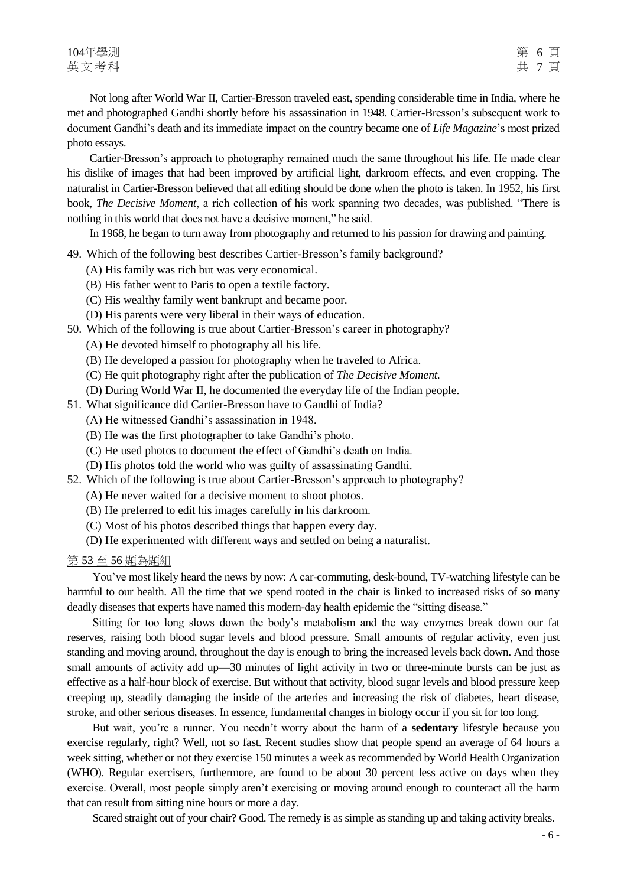Not long after World War II, Cartier-Bresson traveled east, spending considerable time in India, where he met and photographed Gandhi shortly before his assassination in 1948. Cartier-Bresson's subsequent work to document Gandhi's death and its immediate impact on the country became one of *Life Magazine*'s most prized photo essays.

Cartier-Bresson's approach to photography remained much the same throughout his life. He made clear his dislike of images that had been improved by artificial light, darkroom effects, and even cropping. The naturalist in Cartier-Bresson believed that all editing should be done when the photo is taken. In 1952, his first book, *The Decisive Moment*, a rich collection of his work spanning two decades, was published. "There is nothing in this world that does not have a decisive moment," he said.

In 1968, he began to turn away from photography and returned to his passion for drawing and painting.

49. Which of the following best describes Cartier-Bresson's family background?
    (A) His family was rich but was very economical.
    (B) His father went to Paris to open a textile factory.
    (C) His wealthy family went bankrupt and became poor.
    (D) His parents were very liberal in their ways of education.

50. Which of the following is true about Cartier-Bresson's career in photography?
    (A) He devoted himself to photography all his life.
    (B) He developed a passion for photography when he traveled to Africa.
    (C) He quit photography right after the publication of *The Decisive Moment.*
    (D) During World War II, he documented the everyday life of the Indian people.

51. What significance did Cartier-Bresson have to Gandhi of India?
    (A) He witnessed Gandhi's assassination in 1948.
    (B) He was the first photographer to take Gandhi's photo.
    (C) He used photos to document the effect of Gandhi's death on India.
    (D) His photos told the world who was guilty of assassinating Gandhi.

52. Which of the following is true about Cartier-Bresson's approach to photography?
    (A) He never waited for a decisive moment to shoot photos.
    (B) He preferred to edit his images carefully in his darkroom.
    (C) Most of his photos described things that happen every day.
    (D) He experimented with different ways and settled on being a naturalist.

第 53 至 56 題為題組

You've most likely heard the news by now: A car-commuting, desk-bound, TV-watching lifestyle can be harmful to our health. All the time that we spend rooted in the chair is linked to increased risks of so many deadly diseases that experts have named this modern-day health epidemic the "sitting disease."

Sitting for too long slows down the body's metabolism and the way enzymes break down our fat reserves, raising both blood sugar levels and blood pressure. Small amounts of regular activity, even just standing and moving around, throughout the day is enough to bring the increased levels back down. And those small amounts of activity add up—30 minutes of light activity in two or three-minute bursts can be just as effective as a half-hour block of exercise. But without that activity, blood sugar levels and blood pressure keep creeping up, steadily damaging the inside of the arteries and increasing the risk of diabetes, heart disease, stroke, and other serious diseases. In essence, fundamental changes in biology occur if you sit for too long.

But wait, you're a runner. You needn't worry about the harm of a **sedentary** lifestyle because you exercise regularly, right? Well, not so fast. Recent studies show that people spend an average of 64 hours a week sitting, whether or not they exercise 150 minutes a week as recommended by World Health Organization (WHO). Regular exercisers, furthermore, are found to be about 30 percent less active on days when they exercise. Overall, most people simply aren't exercising or moving around enough to counteract all the harm that can result from sitting nine hours or more a day.

Scared straight out of your chair? Good. The remedy is as simple as standing up and taking activity breaks.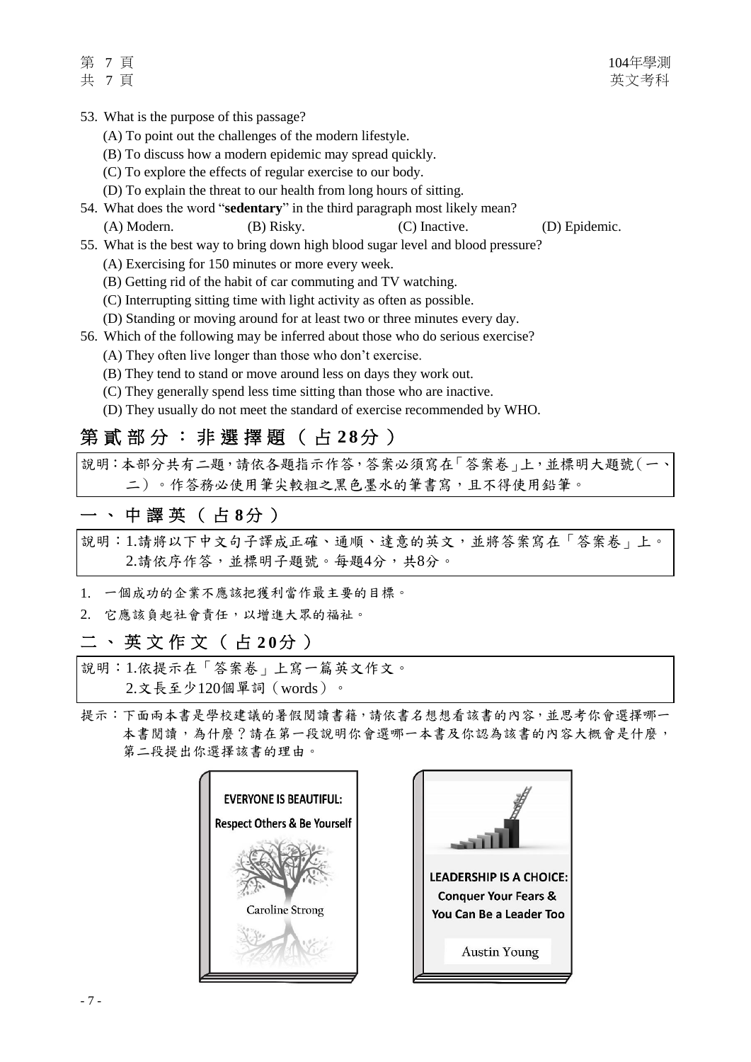53. What is the purpose of this passage?
    (A) To point out the challenges of the modern lifestyle.
    (B) To discuss how a modern epidemic may spread quickly.
    (C) To explore the effects of regular exercise to our body.
    (D) To explain the threat to our health from long hours of sitting.
54. What does the word "**sedentary**" in the third paragraph most likely mean?
    (A) Modern. (B) Risky. (C) Inactive. (D) Epidemic.
55. What is the best way to bring down high blood sugar level and blood pressure?
    (A) Exercising for 150 minutes or more every week.
    (B) Getting rid of the habit of car commuting and TV watching.
    (C) Interrupting sitting time with light activity as often as possible.
    (D) Standing or moving around for at least two or three minutes every day.
56. Which of the following may be inferred about those who do serious exercise?
    (A) They often live longer than those who don't exercise.
    (B) They tend to stand or move around less on days they work out.
    (C) They generally spend less time sitting than those who are inactive.
    (D) They usually do not meet the standard of exercise recommended by WHO.

# 第貳部分：非選擇題（占28分）

說明：本部分共有二題，請依各題指示作答，答案必須寫在「答案卷」上，並標明大題號（一、二）。作答務必使用筆尖較粗之黑色墨水的筆書寫，且不得使用鉛筆。

## 一、中譯英（占8分）

說明：1.請將以下中文句子譯成正確、通順、達意的英文，並將答案寫在「答案卷」上。
2.請依序作答，並標明子題號。每題4分，共8分。

1. 一個成功的企業不應該把獲利當作最主要的目標。
2. 它應該負起社會責任，以增進大眾的福祉。

## 二、英文作文（占20分）

說明：1.依提示在「答案卷」上寫一篇英文作文。
2.文長至少120個單詞（words）。

提示：下面兩本書是學校建議的暑假閱讀書籍，請依書名想想看該書的內容，並思考你會選擇哪一本書閱讀，為什麼？請在第一段說明你會選哪一本書及你認為該書的內容大概會是什麼，第二段提出你選擇該書的理由。

EVERYONE IS BEAUTIFUL:
Respect Others & Be Yourself
Caroline Strong

LEADERSHIP IS A CHOICE:
Conquer Your Fears & You Can Be a Leader Too
Austin Young